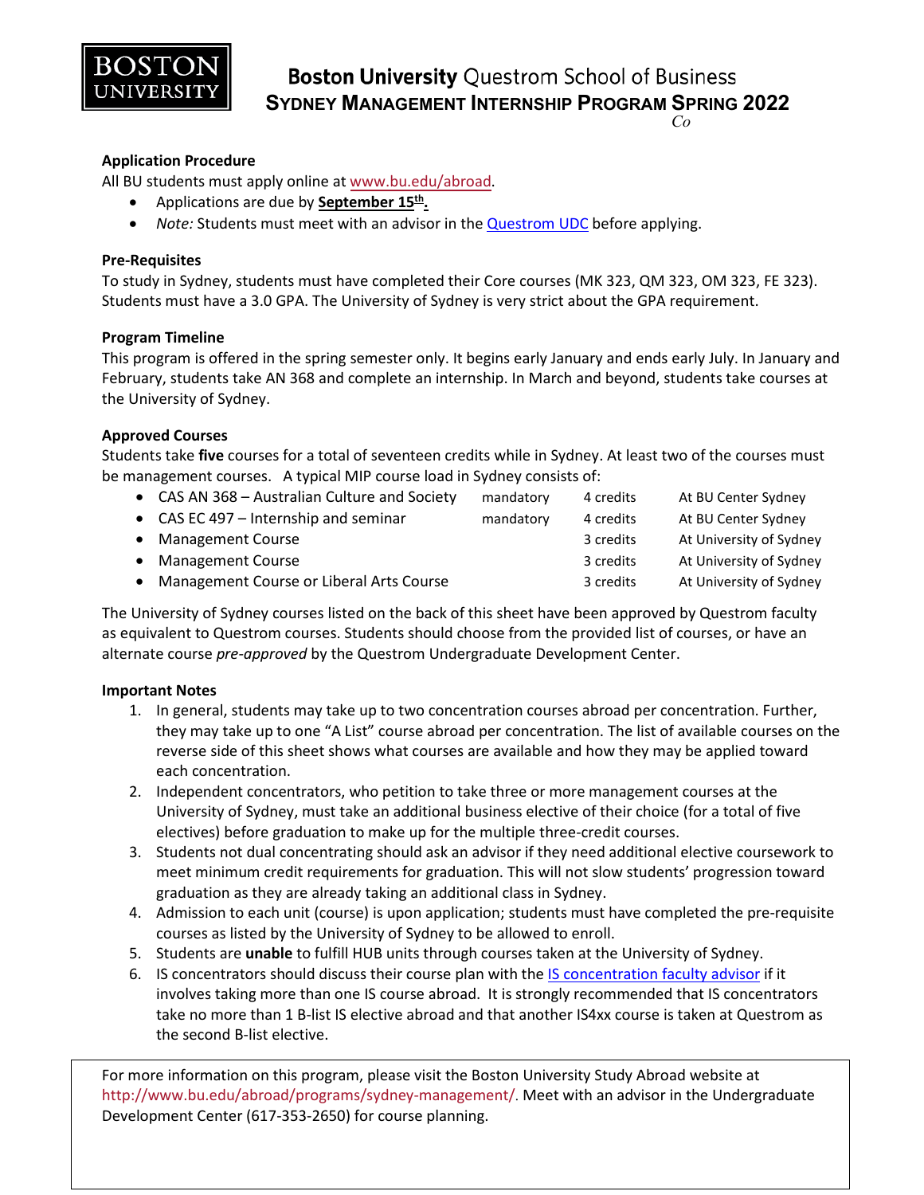# Boston University Questrom School of Business
## Sydney Management Internship Program Spring 2022

*Co*

### Application Procedure

All BU students must apply online at www.bu.edu/abroad.

- Applications are due by **September 15th.**
- *Note:* Students must meet with an advisor in the Questrom UDC before applying.

### Pre-Requisites

To study in Sydney, students must have completed their Core courses (MK 323, QM 323, OM 323, FE 323). Students must have a 3.0 GPA. The University of Sydney is very strict about the GPA requirement.

### Program Timeline

This program is offered in the spring semester only. It begins early January and ends early July. In January and February, students take AN 368 and complete an internship. In March and beyond, students take courses at the University of Sydney.

### Approved Courses

Students take **five** courses for a total of seventeen credits while in Sydney. At least two of the courses must be management courses. A typical MIP course load in Sydney consists of:

| Course | | Credits | Location |
|---|---|---|---|
| CAS AN 368 – Australian Culture and Society | mandatory | 4 credits | At BU Center Sydney |
| CAS EC 497 – Internship and seminar | mandatory | 4 credits | At BU Center Sydney |
| Management Course | | 3 credits | At University of Sydney |
| Management Course | | 3 credits | At University of Sydney |
| Management Course or Liberal Arts Course | | 3 credits | At University of Sydney |

The University of Sydney courses listed on the back of this sheet have been approved by Questrom faculty as equivalent to Questrom courses. Students should choose from the provided list of courses, or have an alternate course *pre-approved* by the Questrom Undergraduate Development Center.

### Important Notes

1. In general, students may take up to two concentration courses abroad per concentration. Further, they may take up to one "A List" course abroad per concentration. The list of available courses on the reverse side of this sheet shows what courses are available and how they may be applied toward each concentration.
2. Independent concentrators, who petition to take three or more management courses at the University of Sydney, must take an additional business elective of their choice (for a total of five electives) before graduation to make up for the multiple three-credit courses.
3. Students not dual concentrating should ask an advisor if they need additional elective coursework to meet minimum credit requirements for graduation. This will not slow students' progression toward graduation as they are already taking an additional class in Sydney.
4. Admission to each unit (course) is upon application; students must have completed the pre-requisite courses as listed by the University of Sydney to be allowed to enroll.
5. Students are **unable** to fulfill HUB units through courses taken at the University of Sydney.
6. IS concentrators should discuss their course plan with the IS concentration faculty advisor if it involves taking more than one IS course abroad. It is strongly recommended that IS concentrators take no more than 1 B-list IS elective abroad and that another IS4xx course is taken at Questrom as the second B-list elective.

For more information on this program, please visit the Boston University Study Abroad website at http://www.bu.edu/abroad/programs/sydney-management/. Meet with an advisor in the Undergraduate Development Center (617-353-2650) for course planning.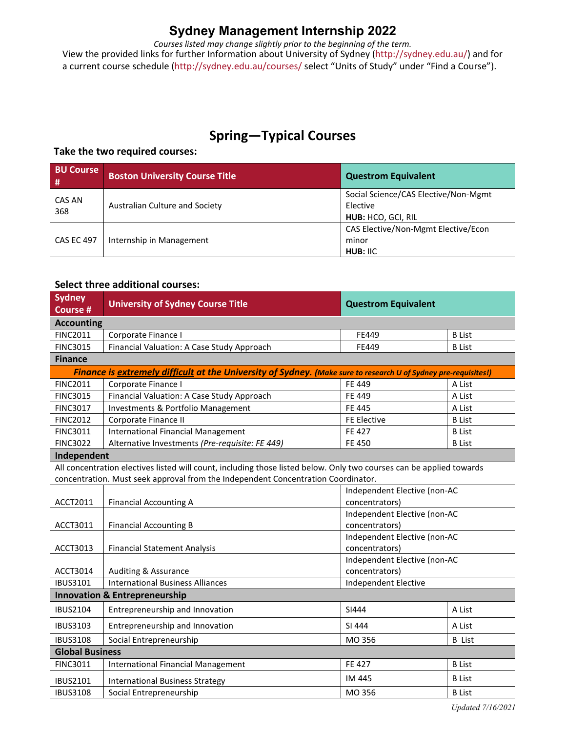# Sydney Management Internship 2022

*Courses listed may change slightly prior to the beginning of the term.*

View the provided links for further Information about University of Sydney (http://sydney.edu.au/) and for a current course schedule (http://sydney.edu.au/courses/ select "Units of Study" under "Find a Course").

## Spring—Typical Courses

**Take the two required courses:**

| BU Course # | Boston University Course Title | Questrom Equivalent |
|---|---|---|
| CAS AN 368 | Australian Culture and Society | Social Science/CAS Elective/Non-Mgmt Elective **HUB:** HCO, GCI, RIL |
| CAS EC 497 | Internship in Management | CAS Elective/Non-Mgmt Elective/Econ minor **HUB:** IIC |

**Select three additional courses:**

| Sydney Course # | University of Sydney Course Title | Questrom Equivalent | |
|---|---|---|---|
| **Accounting** | | | |
| FINC2011 | Corporate Finance I | FE449 | B List |
| FINC3015 | Financial Valuation: A Case Study Approach | FE449 | B List |
| **Finance** | | | |
| ***Finance is extremely difficult at the University of Sydney. (Make sure to research U of Sydney pre-requisites!)*** | | | |
| FINC2011 | Corporate Finance I | FE 449 | A List |
| FINC3015 | Financial Valuation: A Case Study Approach | FE 449 | A List |
| FINC3017 | Investments & Portfolio Management | FE 445 | A List |
| FINC2012 | Corporate Finance II | FE Elective | B List |
| FINC3011 | International Financial Management | FE 427 | B List |
| FINC3022 | Alternative Investments *(Pre-requisite: FE 449)* | FE 450 | B List |
| **Independent** | | | |
| All concentration electives listed will count, including those listed below. Only two courses can be applied towards concentration. Must seek approval from the Independent Concentration Coordinator. | | | |
| ACCT2011 | Financial Accounting A | Independent Elective (non-AC concentrators) | |
| ACCT3011 | Financial Accounting B | Independent Elective (non-AC concentrators) | |
| ACCT3013 | Financial Statement Analysis | Independent Elective (non-AC concentrators) | |
| ACCT3014 | Auditing & Assurance | Independent Elective (non-AC concentrators) | |
| IBUS3101 | International Business Alliances | Independent Elective | |
| **Innovation & Entrepreneurship** | | | |
| IBUS2104 | Entrepreneurship and Innovation | SI444 | A List |
| IBUS3103 | Entrepreneurship and Innovation | SI 444 | A List |
| IBUS3108 | Social Entrepreneurship | MO 356 | B List |
| **Global Business** | | | |
| FINC3011 | International Financial Management | FE 427 | B List |
| IBUS2101 | International Business Strategy | IM 445 | B List |
| IBUS3108 | Social Entrepreneurship | MO 356 | B List |

*Updated 7/16/2021*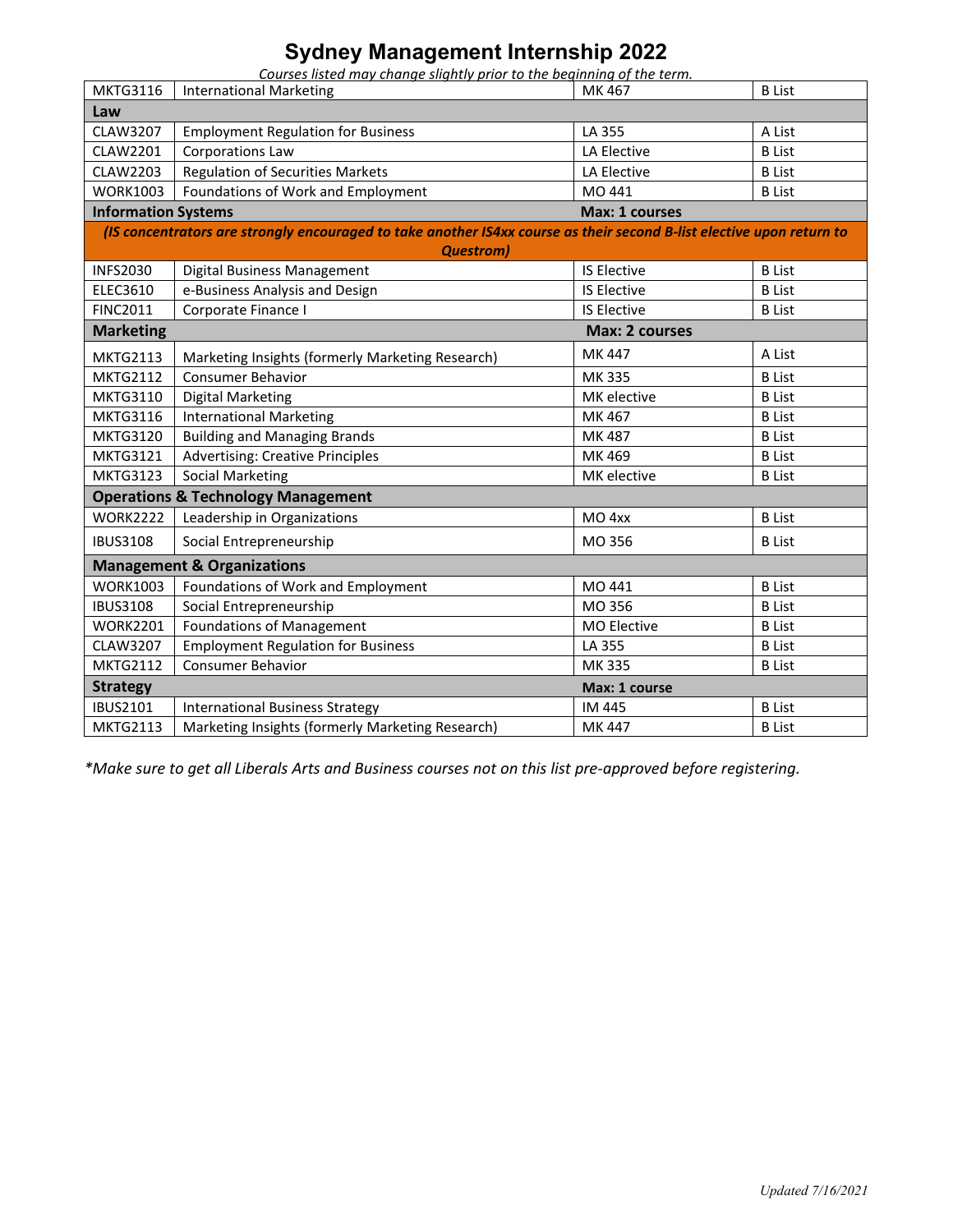# Sydney Management Internship 2022

*Courses listed may change slightly prior to the beginning of the term.*

| | | | |
|---|---|---|---|
| MKTG3116 | International Marketing | MK 467 | B List |
| **Law** | | | |
| CLAW3207 | Employment Regulation for Business | LA 355 | A List |
| CLAW2201 | Corporations Law | LA Elective | B List |
| CLAW2203 | Regulation of Securities Markets | LA Elective | B List |
| WORK1003 | Foundations of Work and Employment | MO 441 | B List |
| **Information Systems** | | **Max: 1 courses** | |
| ***(IS concentrators are strongly encouraged to take another IS4xx course as their second B-list elective upon return to Questrom)*** | | | |
| INFS2030 | Digital Business Management | IS Elective | B List |
| ELEC3610 | e-Business Analysis and Design | IS Elective | B List |
| FINC2011 | Corporate Finance I | IS Elective | B List |
| **Marketing** | | **Max: 2 courses** | |
| MKTG2113 | Marketing Insights (formerly Marketing Research) | MK 447 | A List |
| MKTG2112 | Consumer Behavior | MK 335 | B List |
| MKTG3110 | Digital Marketing | MK elective | B List |
| MKTG3116 | International Marketing | MK 467 | B List |
| MKTG3120 | Building and Managing Brands | MK 487 | B List |
| MKTG3121 | Advertising: Creative Principles | MK 469 | B List |
| MKTG3123 | Social Marketing | MK elective | B List |
| **Operations & Technology Management** | | | |
| WORK2222 | Leadership in Organizations | MO 4xx | B List |
| IBUS3108 | Social Entrepreneurship | MO 356 | B List |
| **Management & Organizations** | | | |
| WORK1003 | Foundations of Work and Employment | MO 441 | B List |
| IBUS3108 | Social Entrepreneurship | MO 356 | B List |
| WORK2201 | Foundations of Management | MO Elective | B List |
| CLAW3207 | Employment Regulation for Business | LA 355 | B List |
| MKTG2112 | Consumer Behavior | MK 335 | B List |
| **Strategy** | | **Max: 1 course** | |
| IBUS2101 | International Business Strategy | IM 445 | B List |
| MKTG2113 | Marketing Insights (formerly Marketing Research) | MK 447 | B List |

*\*Make sure to get all Liberals Arts and Business courses not on this list pre-approved before registering.*

*Updated 7/16/2021*